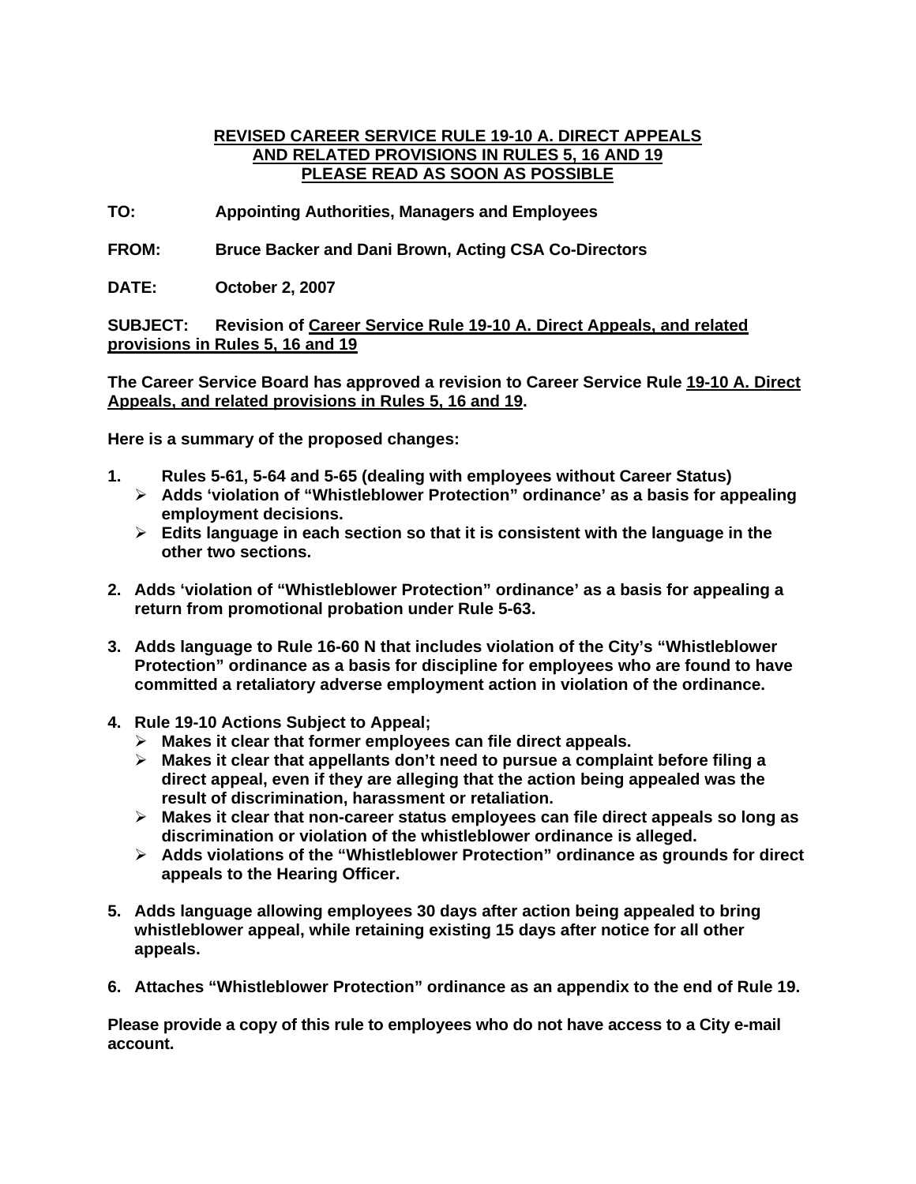**REVISED CAREER SERVICE RULE 19-10 A. DIRECT APPEALS AND RELATED PROVISIONS IN RULES 5, 16 AND 19 PLEASE READ AS SOON AS POSSIBLE**

**TO:** Appointing Authorities, Managers and Employees

**FROM:** Bruce Backer and Dani Brown, Acting CSA Co-Directors

**DATE:** October 2, 2007

**SUBJECT:** Revision of Career Service Rule 19-10 A. Direct Appeals, and related provisions in Rules 5, 16 and 19

**The Career Service Board has approved a revision to Career Service Rule 19-10 A. Direct Appeals, and related provisions in Rules 5, 16 and 19.**

**Here is a summary of the proposed changes:**

1. **Rules 5-61, 5-64 and 5-65 (dealing with employees without Career Status)**
   - **Adds 'violation of "Whistleblower Protection" ordinance' as a basis for appealing employment decisions.**
   - **Edits language in each section so that it is consistent with the language in the other two sections.**
2. **Adds 'violation of "Whistleblower Protection" ordinance' as a basis for appealing a return from promotional probation under Rule 5-63.**
3. **Adds language to Rule 16-60 N that includes violation of the City's "Whistleblower Protection" ordinance as a basis for discipline for employees who are found to have committed a retaliatory adverse employment action in violation of the ordinance.**
4. **Rule 19-10 Actions Subject to Appeal;**
   - **Makes it clear that former employees can file direct appeals.**
   - **Makes it clear that appellants don't need to pursue a complaint before filing a direct appeal, even if they are alleging that the action being appealed was the result of discrimination, harassment or retaliation.**
   - **Makes it clear that non-career status employees can file direct appeals so long as discrimination or violation of the whistleblower ordinance is alleged.**
   - **Adds violations of the "Whistleblower Protection" ordinance as grounds for direct appeals to the Hearing Officer.**
5. **Adds language allowing employees 30 days after action being appealed to bring whistleblower appeal, while retaining existing 15 days after notice for all other appeals.**
6. **Attaches "Whistleblower Protection" ordinance as an appendix to the end of Rule 19.**

**Please provide a copy of this rule to employees who do not have access to a City e-mail account.**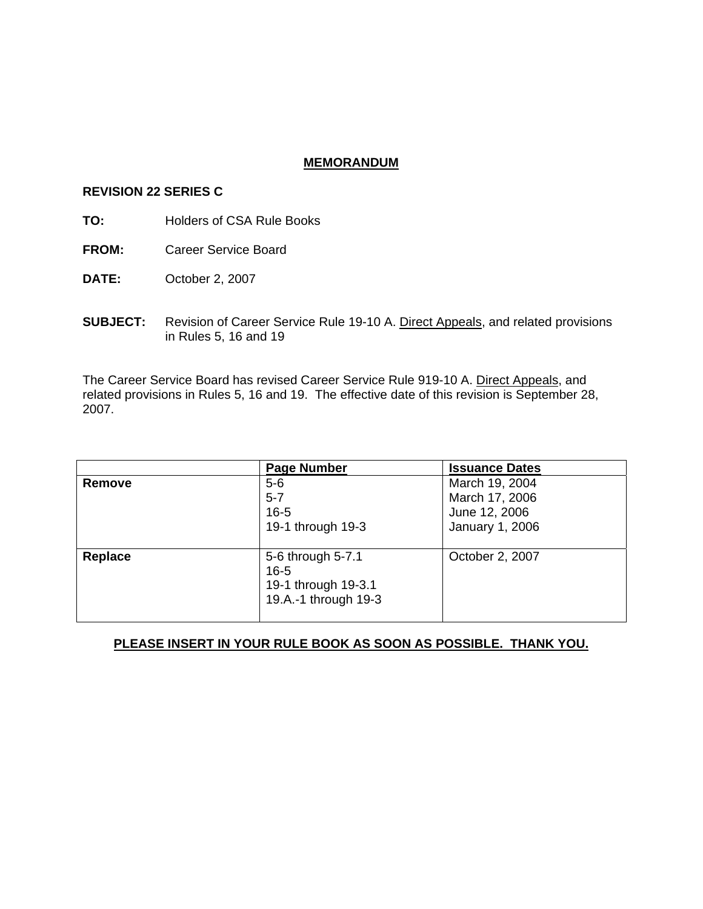# MEMORANDUM

**REVISION 22 SERIES C**

**TO:** Holders of CSA Rule Books

**FROM:** Career Service Board

**DATE:** October 2, 2007

**SUBJECT:** Revision of Career Service Rule 19-10 A. Direct Appeals, and related provisions in Rules 5, 16 and 19

The Career Service Board has revised Career Service Rule 919-10 A. Direct Appeals, and related provisions in Rules 5, 16 and 19. The effective date of this revision is September 28, 2007.

| | Page Number | Issuance Dates |
|---|---|---|
| **Remove** | 5-6<br>5-7<br>16-5<br>19-1 through 19-3 | March 19, 2004<br>March 17, 2006<br>June 12, 2006<br>January 1, 2006 |
| **Replace** | 5-6 through 5-7.1<br>16-5<br>19-1 through 19-3.1<br>19.A.-1 through 19-3 | October 2, 2007 |

**PLEASE INSERT IN YOUR RULE BOOK AS SOON AS POSSIBLE. THANK YOU.**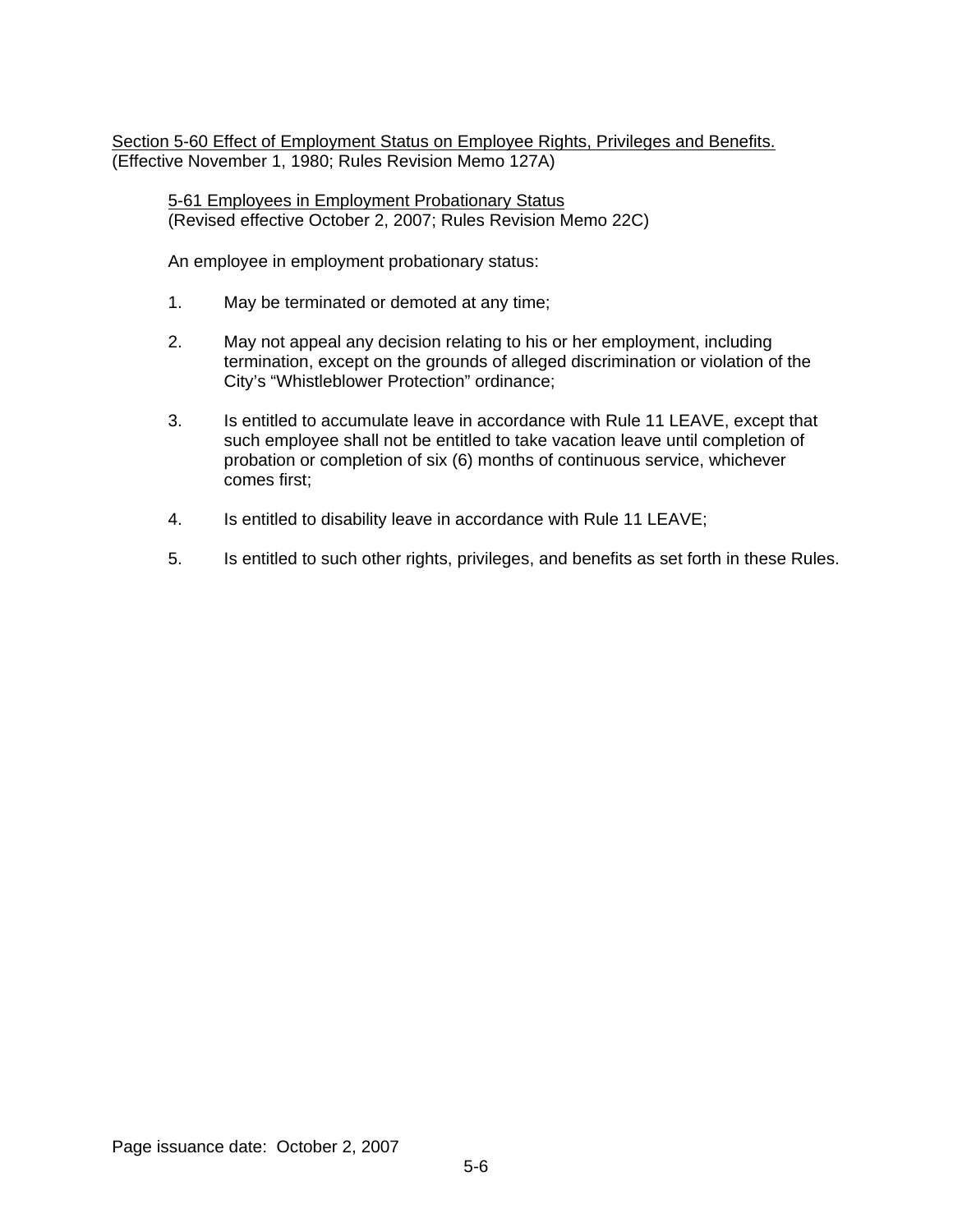## Section 5-60 Effect of Employment Status on Employee Rights, Privileges and Benefits.

(Effective November 1, 1980; Rules Revision Memo 127A)

### 5-61 Employees in Employment Probationary Status

(Revised effective October 2, 2007; Rules Revision Memo 22C)

An employee in employment probationary status:

1. May be terminated or demoted at any time;

2. May not appeal any decision relating to his or her employment, including termination, except on the grounds of alleged discrimination or violation of the City's "Whistleblower Protection" ordinance;

3. Is entitled to accumulate leave in accordance with Rule 11 LEAVE, except that such employee shall not be entitled to take vacation leave until completion of probation or completion of six (6) months of continuous service, whichever comes first;

4. Is entitled to disability leave in accordance with Rule 11 LEAVE;

5. Is entitled to such other rights, privileges, and benefits as set forth in these Rules.

Page issuance date: October 2, 2007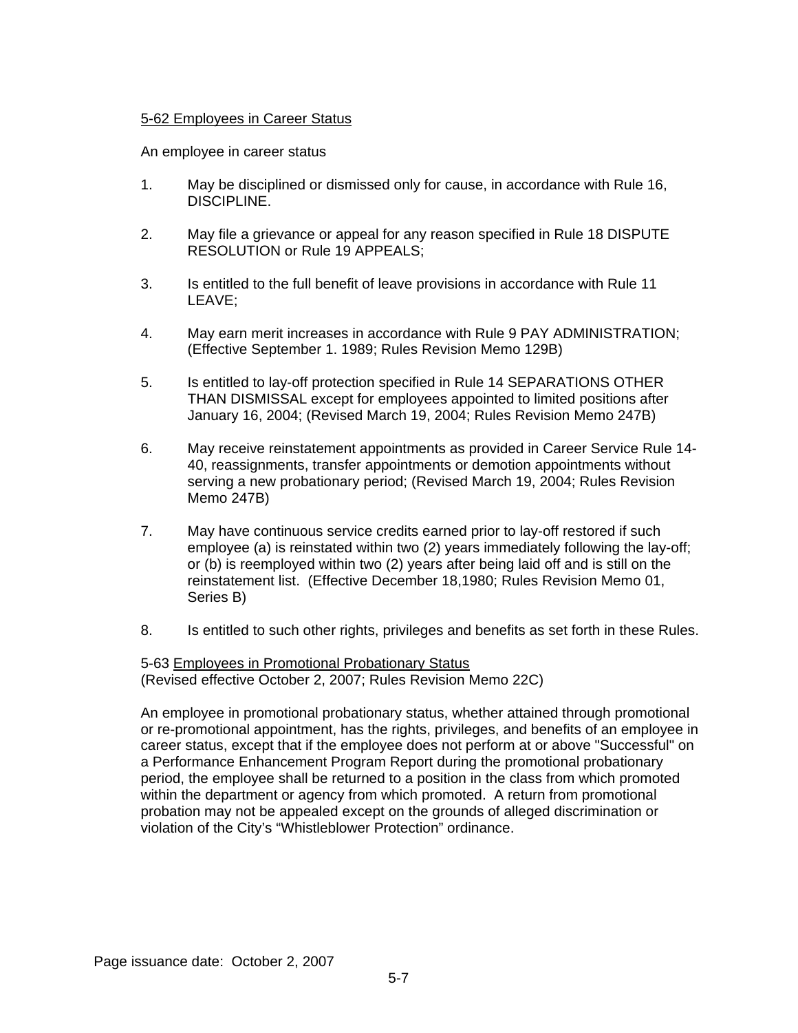## 5-62 Employees in Career Status

An employee in career status

1. May be disciplined or dismissed only for cause, in accordance with Rule 16, DISCIPLINE.

2. May file a grievance or appeal for any reason specified in Rule 18 DISPUTE RESOLUTION or Rule 19 APPEALS;

3. Is entitled to the full benefit of leave provisions in accordance with Rule 11 LEAVE;

4. May earn merit increases in accordance with Rule 9 PAY ADMINISTRATION; (Effective September 1. 1989; Rules Revision Memo 129B)

5. Is entitled to lay-off protection specified in Rule 14 SEPARATIONS OTHER THAN DISMISSAL except for employees appointed to limited positions after January 16, 2004; (Revised March 19, 2004; Rules Revision Memo 247B)

6. May receive reinstatement appointments as provided in Career Service Rule 14-40, reassignments, transfer appointments or demotion appointments without serving a new probationary period; (Revised March 19, 2004; Rules Revision Memo 247B)

7. May have continuous service credits earned prior to lay-off restored if such employee (a) is reinstated within two (2) years immediately following the lay-off; or (b) is reemployed within two (2) years after being laid off and is still on the reinstatement list. (Effective December 18,1980; Rules Revision Memo 01, Series B)

8. Is entitled to such other rights, privileges and benefits as set forth in these Rules.

## 5-63 Employees in Promotional Probationary Status

(Revised effective October 2, 2007; Rules Revision Memo 22C)

An employee in promotional probationary status, whether attained through promotional or re-promotional appointment, has the rights, privileges, and benefits of an employee in career status, except that if the employee does not perform at or above "Successful" on a Performance Enhancement Program Report during the promotional probationary period, the employee shall be returned to a position in the class from which promoted within the department or agency from which promoted. A return from promotional probation may not be appealed except on the grounds of alleged discrimination or violation of the City's "Whistleblower Protection" ordinance.

Page issuance date: October 2, 2007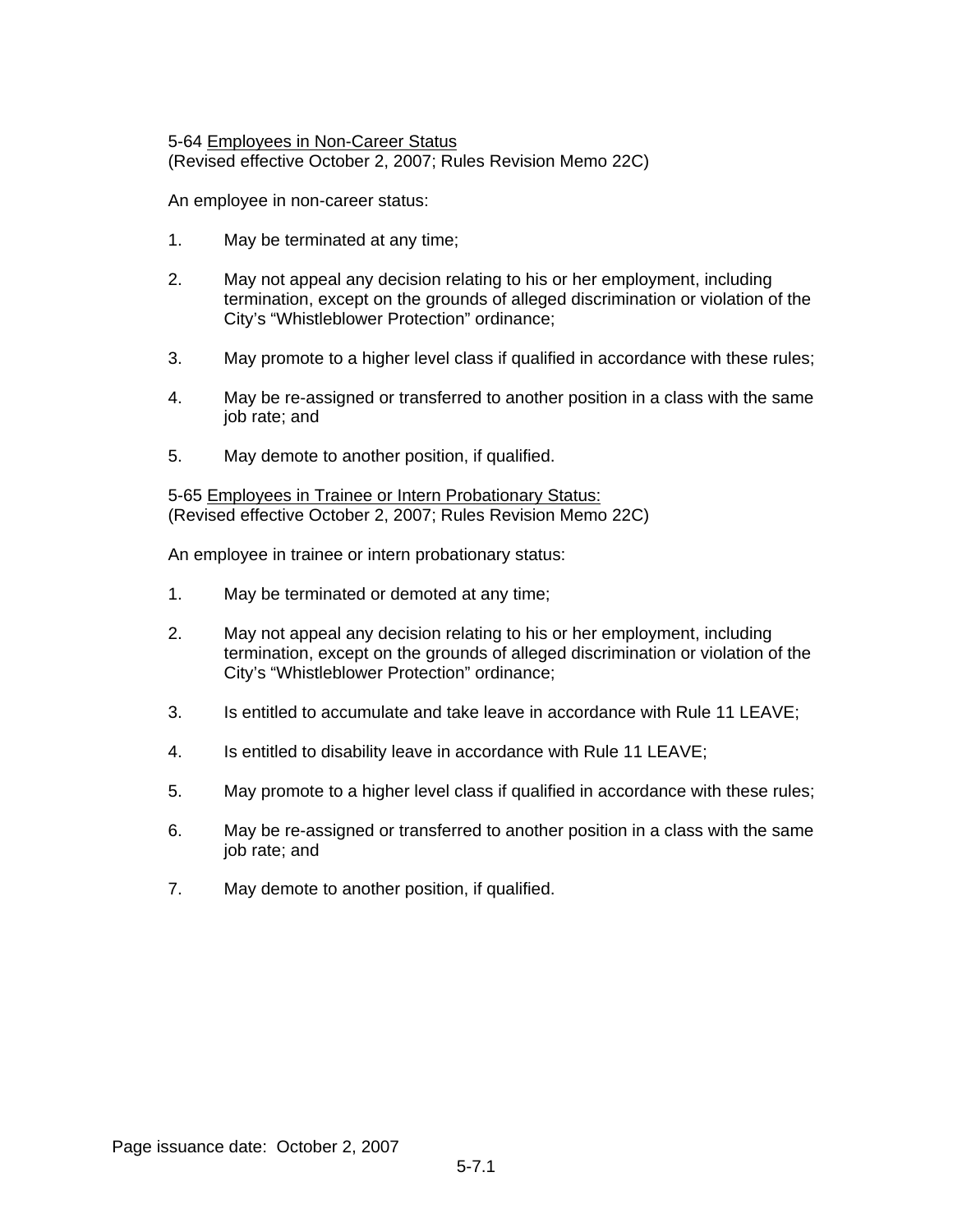5-64 Employees in Non-Career Status
(Revised effective October 2, 2007; Rules Revision Memo 22C)

An employee in non-career status:

1. May be terminated at any time;

2. May not appeal any decision relating to his or her employment, including termination, except on the grounds of alleged discrimination or violation of the City's "Whistleblower Protection" ordinance;

3. May promote to a higher level class if qualified in accordance with these rules;

4. May be re-assigned or transferred to another position in a class with the same job rate; and

5. May demote to another position, if qualified.

5-65 Employees in Trainee or Intern Probationary Status:
(Revised effective October 2, 2007; Rules Revision Memo 22C)

An employee in trainee or intern probationary status:

1. May be terminated or demoted at any time;

2. May not appeal any decision relating to his or her employment, including termination, except on the grounds of alleged discrimination or violation of the City's "Whistleblower Protection" ordinance;

3. Is entitled to accumulate and take leave in accordance with Rule 11 LEAVE;

4. Is entitled to disability leave in accordance with Rule 11 LEAVE;

5. May promote to a higher level class if qualified in accordance with these rules;

6. May be re-assigned or transferred to another position in a class with the same job rate; and

7. May demote to another position, if qualified.

Page issuance date: October 2, 2007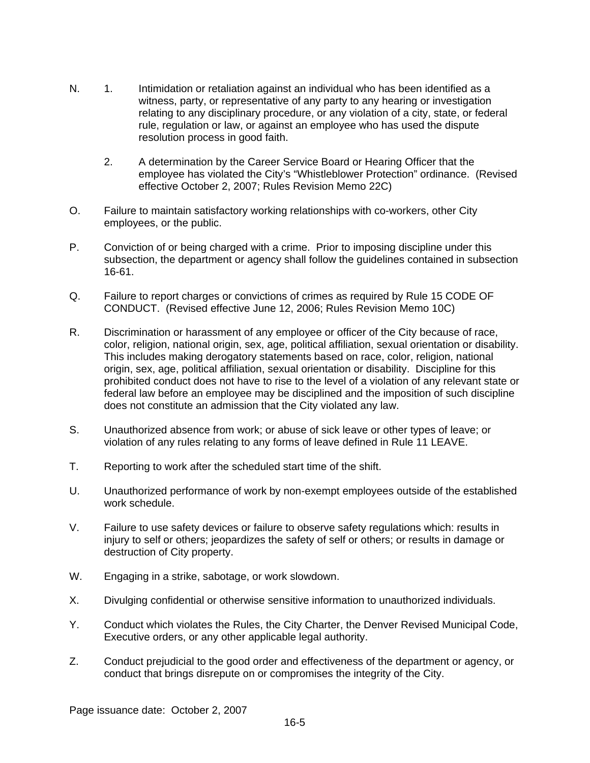N. 1. Intimidation or retaliation against an individual who has been identified as a witness, party, or representative of any party to any hearing or investigation relating to any disciplinary procedure, or any violation of a city, state, or federal rule, regulation or law, or against an employee who has used the dispute resolution process in good faith.

   2. A determination by the Career Service Board or Hearing Officer that the employee has violated the City's "Whistleblower Protection" ordinance. (Revised effective October 2, 2007; Rules Revision Memo 22C)

O. Failure to maintain satisfactory working relationships with co-workers, other City employees, or the public.

P. Conviction of or being charged with a crime. Prior to imposing discipline under this subsection, the department or agency shall follow the guidelines contained in subsection 16-61.

Q. Failure to report charges or convictions of crimes as required by Rule 15 CODE OF CONDUCT. (Revised effective June 12, 2006; Rules Revision Memo 10C)

R. Discrimination or harassment of any employee or officer of the City because of race, color, religion, national origin, sex, age, political affiliation, sexual orientation or disability. This includes making derogatory statements based on race, color, religion, national origin, sex, age, political affiliation, sexual orientation or disability. Discipline for this prohibited conduct does not have to rise to the level of a violation of any relevant state or federal law before an employee may be disciplined and the imposition of such discipline does not constitute an admission that the City violated any law.

S. Unauthorized absence from work; or abuse of sick leave or other types of leave; or violation of any rules relating to any forms of leave defined in Rule 11 LEAVE.

T. Reporting to work after the scheduled start time of the shift.

U. Unauthorized performance of work by non-exempt employees outside of the established work schedule.

V. Failure to use safety devices or failure to observe safety regulations which: results in injury to self or others; jeopardizes the safety of self or others; or results in damage or destruction of City property.

W. Engaging in a strike, sabotage, or work slowdown.

X. Divulging confidential or otherwise sensitive information to unauthorized individuals.

Y. Conduct which violates the Rules, the City Charter, the Denver Revised Municipal Code, Executive orders, or any other applicable legal authority.

Z. Conduct prejudicial to the good order and effectiveness of the department or agency, or conduct that brings disrepute on or compromises the integrity of the City.

Page issuance date: October 2, 2007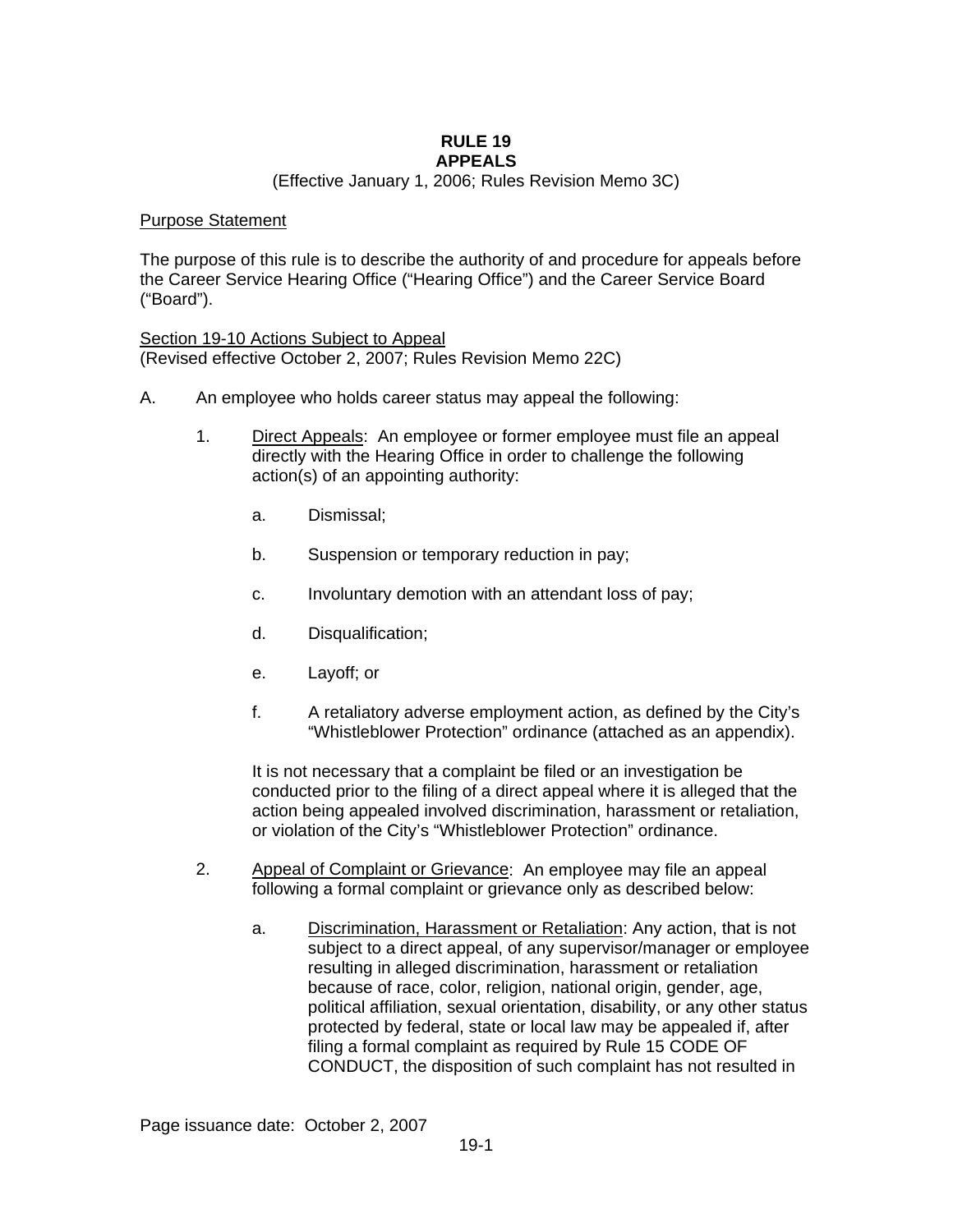# RULE 19
# APPEALS

(Effective January 1, 2006; Rules Revision Memo 3C)

<u>Purpose Statement</u>

The purpose of this rule is to describe the authority of and procedure for appeals before the Career Service Hearing Office ("Hearing Office") and the Career Service Board ("Board").

<u>Section 19-10 Actions Subject to Appeal</u>
(Revised effective October 2, 2007; Rules Revision Memo 22C)

A. An employee who holds career status may appeal the following:

1. <u>Direct Appeals</u>: An employee or former employee must file an appeal directly with the Hearing Office in order to challenge the following action(s) of an appointing authority:

   a. Dismissal;

   b. Suspension or temporary reduction in pay;

   c. Involuntary demotion with an attendant loss of pay;

   d. Disqualification;

   e. Layoff; or

   f. A retaliatory adverse employment action, as defined by the City's "Whistleblower Protection" ordinance (attached as an appendix).

   It is not necessary that a complaint be filed or an investigation be conducted prior to the filing of a direct appeal where it is alleged that the action being appealed involved discrimination, harassment or retaliation, or violation of the City's "Whistleblower Protection" ordinance.

2. <u>Appeal of Complaint or Grievance</u>: An employee may file an appeal following a formal complaint or grievance only as described below:

   a. <u>Discrimination, Harassment or Retaliation</u>: Any action, that is not subject to a direct appeal, of any supervisor/manager or employee resulting in alleged discrimination, harassment or retaliation because of race, color, religion, national origin, gender, age, political affiliation, sexual orientation, disability, or any other status protected by federal, state or local law may be appealed if, after filing a formal complaint as required by Rule 15 CODE OF CONDUCT, the disposition of such complaint has not resulted in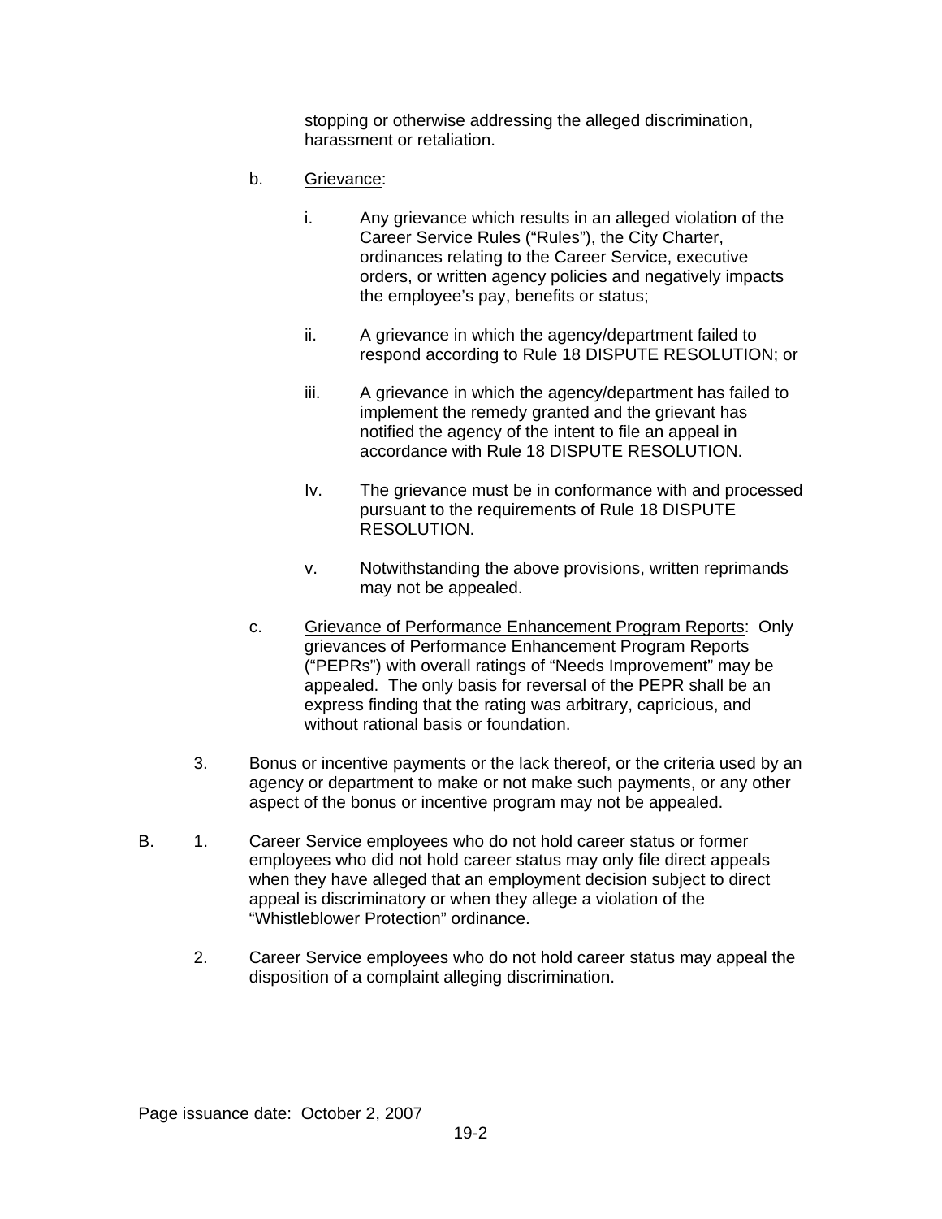stopping or otherwise addressing the alleged discrimination, harassment or retaliation.

b. Grievance:

i. Any grievance which results in an alleged violation of the Career Service Rules ("Rules"), the City Charter, ordinances relating to the Career Service, executive orders, or written agency policies and negatively impacts the employee's pay, benefits or status;

ii. A grievance in which the agency/department failed to respond according to Rule 18 DISPUTE RESOLUTION; or

iii. A grievance in which the agency/department has failed to implement the remedy granted and the grievant has notified the agency of the intent to file an appeal in accordance with Rule 18 DISPUTE RESOLUTION.

Iv. The grievance must be in conformance with and processed pursuant to the requirements of Rule 18 DISPUTE RESOLUTION.

v. Notwithstanding the above provisions, written reprimands may not be appealed.

c. Grievance of Performance Enhancement Program Reports: Only grievances of Performance Enhancement Program Reports ("PEPRs") with overall ratings of "Needs Improvement" may be appealed. The only basis for reversal of the PEPR shall be an express finding that the rating was arbitrary, capricious, and without rational basis or foundation.

3. Bonus or incentive payments or the lack thereof, or the criteria used by an agency or department to make or not make such payments, or any other aspect of the bonus or incentive program may not be appealed.

B. 1. Career Service employees who do not hold career status or former employees who did not hold career status may only file direct appeals when they have alleged that an employment decision subject to direct appeal is discriminatory or when they allege a violation of the "Whistleblower Protection" ordinance.

2. Career Service employees who do not hold career status may appeal the disposition of a complaint alleging discrimination.

Page issuance date: October 2, 2007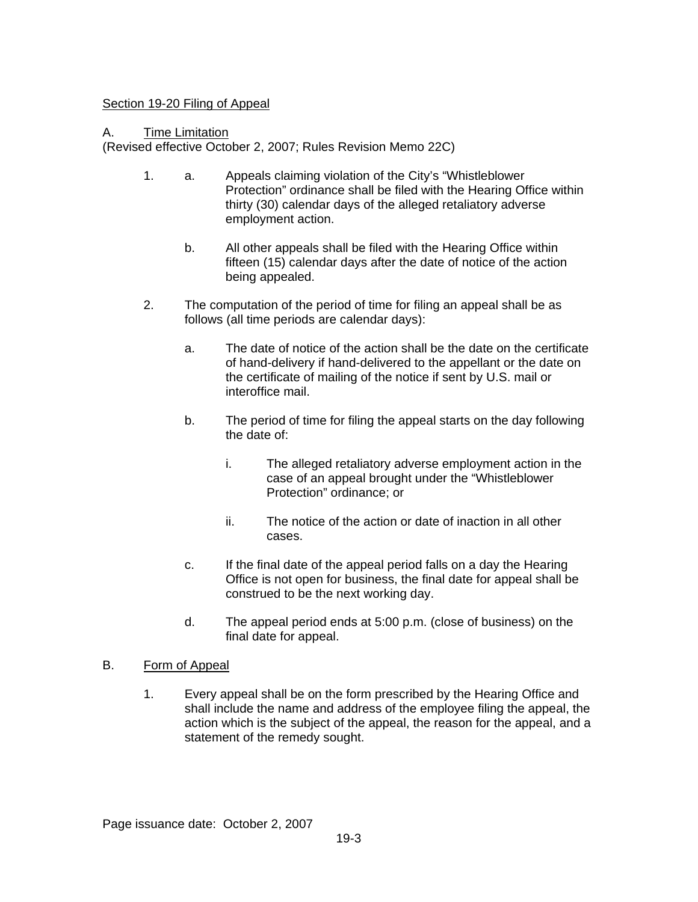Section 19-20 Filing of Appeal

A. Time Limitation
(Revised effective October 2, 2007; Rules Revision Memo 22C)

1. a. Appeals claiming violation of the City's "Whistleblower Protection" ordinance shall be filed with the Hearing Office within thirty (30) calendar days of the alleged retaliatory adverse employment action.

   b. All other appeals shall be filed with the Hearing Office within fifteen (15) calendar days after the date of notice of the action being appealed.

2. The computation of the period of time for filing an appeal shall be as follows (all time periods are calendar days):

   a. The date of notice of the action shall be the date on the certificate of hand-delivery if hand-delivered to the appellant or the date on the certificate of mailing of the notice if sent by U.S. mail or interoffice mail.

   b. The period of time for filing the appeal starts on the day following the date of:

      i. The alleged retaliatory adverse employment action in the case of an appeal brought under the "Whistleblower Protection" ordinance; or

      ii. The notice of the action or date of inaction in all other cases.

   c. If the final date of the appeal period falls on a day the Hearing Office is not open for business, the final date for appeal shall be construed to be the next working day.

   d. The appeal period ends at 5:00 p.m. (close of business) on the final date for appeal.

B. Form of Appeal

1. Every appeal shall be on the form prescribed by the Hearing Office and shall include the name and address of the employee filing the appeal, the action which is the subject of the appeal, the reason for the appeal, and a statement of the remedy sought.

Page issuance date: October 2, 2007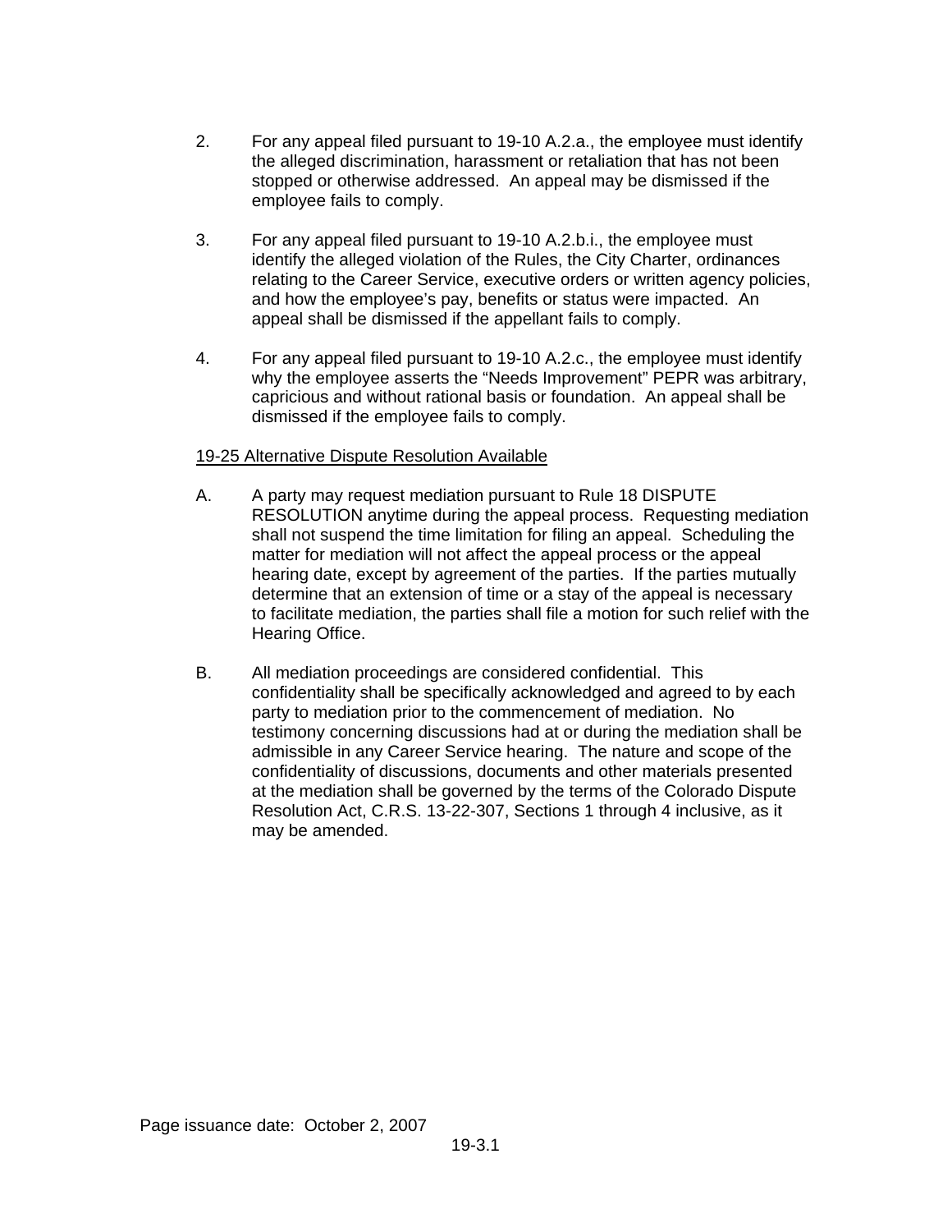2. For any appeal filed pursuant to 19-10 A.2.a., the employee must identify the alleged discrimination, harassment or retaliation that has not been stopped or otherwise addressed. An appeal may be dismissed if the employee fails to comply.

3. For any appeal filed pursuant to 19-10 A.2.b.i., the employee must identify the alleged violation of the Rules, the City Charter, ordinances relating to the Career Service, executive orders or written agency policies, and how the employee's pay, benefits or status were impacted. An appeal shall be dismissed if the appellant fails to comply.

4. For any appeal filed pursuant to 19-10 A.2.c., the employee must identify why the employee asserts the "Needs Improvement" PEPR was arbitrary, capricious and without rational basis or foundation. An appeal shall be dismissed if the employee fails to comply.

<u>19-25 Alternative Dispute Resolution Available</u>

A. A party may request mediation pursuant to Rule 18 DISPUTE RESOLUTION anytime during the appeal process. Requesting mediation shall not suspend the time limitation for filing an appeal. Scheduling the matter for mediation will not affect the appeal process or the appeal hearing date, except by agreement of the parties. If the parties mutually determine that an extension of time or a stay of the appeal is necessary to facilitate mediation, the parties shall file a motion for such relief with the Hearing Office.

B. All mediation proceedings are considered confidential. This confidentiality shall be specifically acknowledged and agreed to by each party to mediation prior to the commencement of mediation. No testimony concerning discussions had at or during the mediation shall be admissible in any Career Service hearing. The nature and scope of the confidentiality of discussions, documents and other materials presented at the mediation shall be governed by the terms of the Colorado Dispute Resolution Act, C.R.S. 13-22-307, Sections 1 through 4 inclusive, as it may be amended.

Page issuance date: October 2, 2007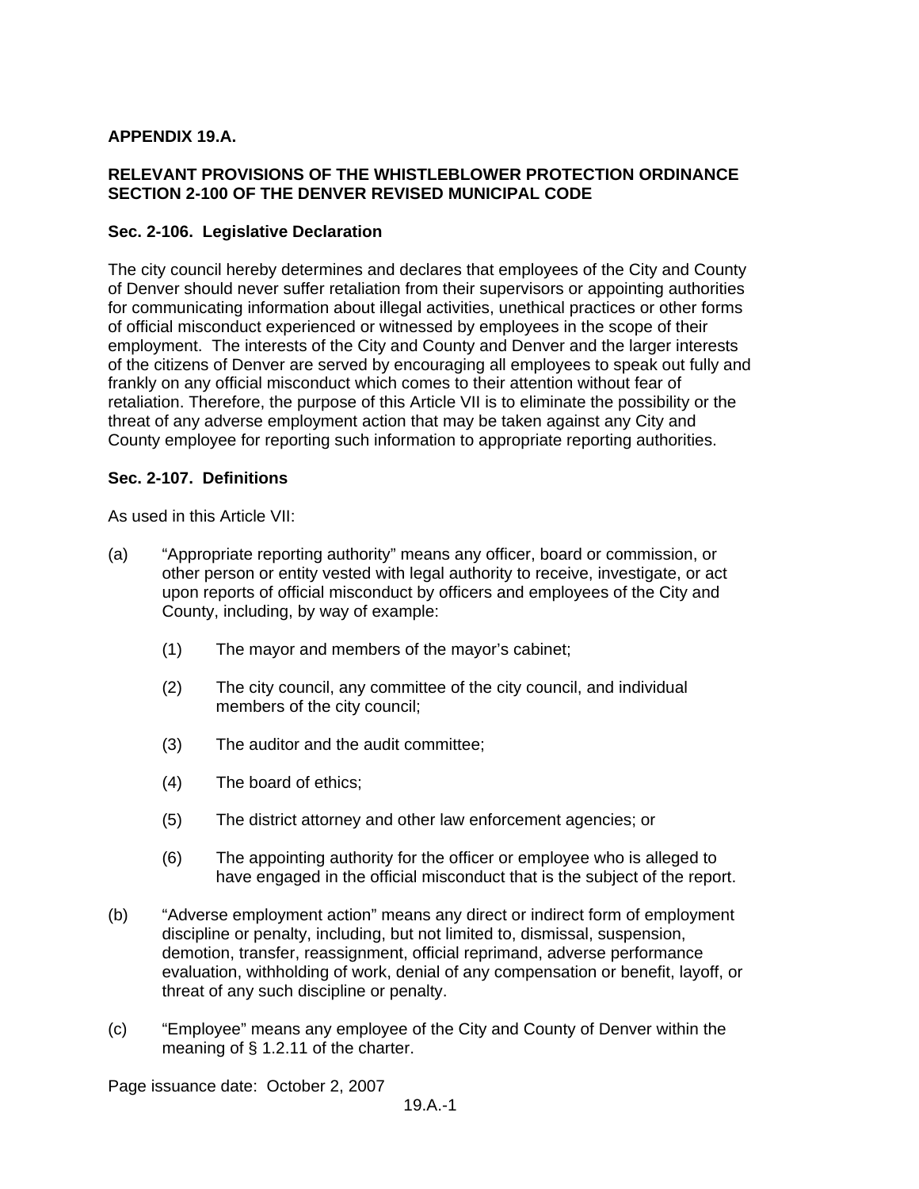**APPENDIX 19.A.**

**RELEVANT PROVISIONS OF THE WHISTLEBLOWER PROTECTION ORDINANCE SECTION 2-100 OF THE DENVER REVISED MUNICIPAL CODE**

**Sec. 2-106. Legislative Declaration**

The city council hereby determines and declares that employees of the City and County of Denver should never suffer retaliation from their supervisors or appointing authorities for communicating information about illegal activities, unethical practices or other forms of official misconduct experienced or witnessed by employees in the scope of their employment. The interests of the City and County and Denver and the larger interests of the citizens of Denver are served by encouraging all employees to speak out fully and frankly on any official misconduct which comes to their attention without fear of retaliation. Therefore, the purpose of this Article VII is to eliminate the possibility or the threat of any adverse employment action that may be taken against any City and County employee for reporting such information to appropriate reporting authorities.

**Sec. 2-107. Definitions**

As used in this Article VII:

(a) "Appropriate reporting authority" means any officer, board or commission, or other person or entity vested with legal authority to receive, investigate, or act upon reports of official misconduct by officers and employees of the City and County, including, by way of example:

(1) The mayor and members of the mayor's cabinet;

(2) The city council, any committee of the city council, and individual members of the city council;

(3) The auditor and the audit committee;

(4) The board of ethics;

(5) The district attorney and other law enforcement agencies; or

(6) The appointing authority for the officer or employee who is alleged to have engaged in the official misconduct that is the subject of the report.

(b) "Adverse employment action" means any direct or indirect form of employment discipline or penalty, including, but not limited to, dismissal, suspension, demotion, transfer, reassignment, official reprimand, adverse performance evaluation, withholding of work, denial of any compensation or benefit, layoff, or threat of any such discipline or penalty.

(c) "Employee" means any employee of the City and County of Denver within the meaning of § 1.2.11 of the charter.

Page issuance date: October 2, 2007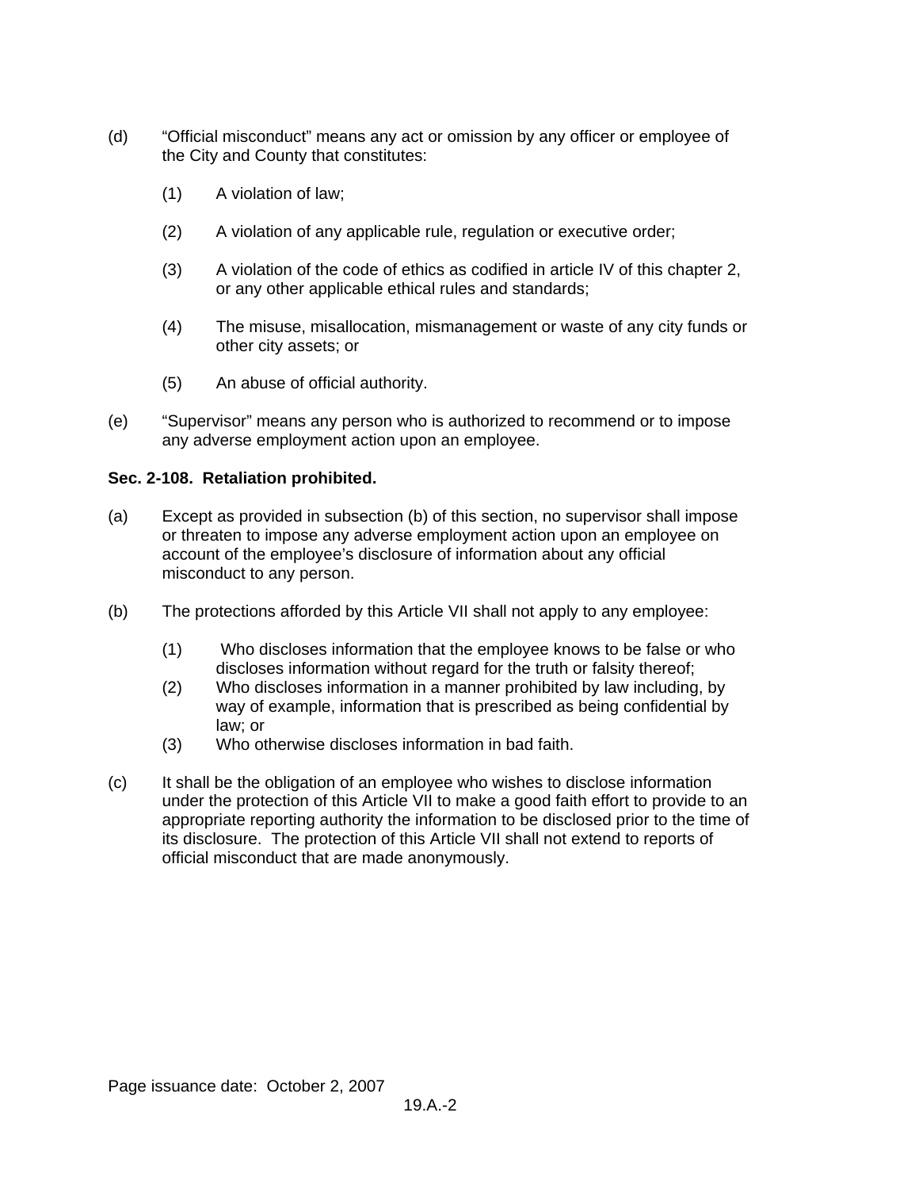(d) "Official misconduct" means any act or omission by any officer or employee of the City and County that constitutes:

   (1) A violation of law;

   (2) A violation of any applicable rule, regulation or executive order;

   (3) A violation of the code of ethics as codified in article IV of this chapter 2, or any other applicable ethical rules and standards;

   (4) The misuse, misallocation, mismanagement or waste of any city funds or other city assets; or

   (5) An abuse of official authority.

(e) "Supervisor" means any person who is authorized to recommend or to impose any adverse employment action upon an employee.

**Sec. 2-108. Retaliation prohibited.**

(a) Except as provided in subsection (b) of this section, no supervisor shall impose or threaten to impose any adverse employment action upon an employee on account of the employee's disclosure of information about any official misconduct to any person.

(b) The protections afforded by this Article VII shall not apply to any employee:

   (1) Who discloses information that the employee knows to be false or who discloses information without regard for the truth or falsity thereof;
   (2) Who discloses information in a manner prohibited by law including, by way of example, information that is prescribed as being confidential by law; or
   (3) Who otherwise discloses information in bad faith.

(c) It shall be the obligation of an employee who wishes to disclose information under the protection of this Article VII to make a good faith effort to provide to an appropriate reporting authority the information to be disclosed prior to the time of its disclosure. The protection of this Article VII shall not extend to reports of official misconduct that are made anonymously.

Page issuance date: October 2, 2007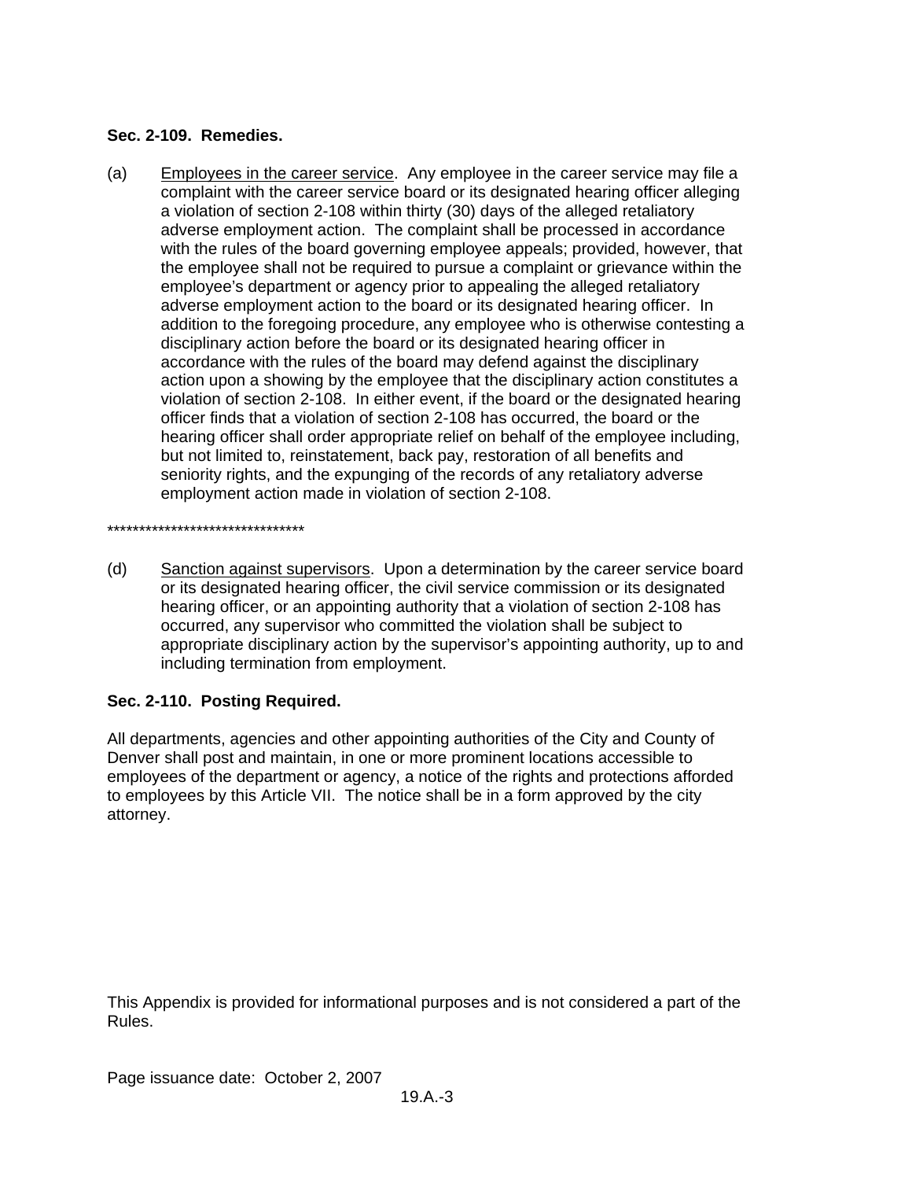**Sec. 2-109. Remedies.**

(a) Employees in the career service. Any employee in the career service may file a complaint with the career service board or its designated hearing officer alleging a violation of section 2-108 within thirty (30) days of the alleged retaliatory adverse employment action. The complaint shall be processed in accordance with the rules of the board governing employee appeals; provided, however, that the employee shall not be required to pursue a complaint or grievance within the employee's department or agency prior to appealing the alleged retaliatory adverse employment action to the board or its designated hearing officer. In addition to the foregoing procedure, any employee who is otherwise contesting a disciplinary action before the board or its designated hearing officer in accordance with the rules of the board may defend against the disciplinary action upon a showing by the employee that the disciplinary action constitutes a violation of section 2-108. In either event, if the board or the designated hearing officer finds that a violation of section 2-108 has occurred, the board or the hearing officer shall order appropriate relief on behalf of the employee including, but not limited to, reinstatement, back pay, restoration of all benefits and seniority rights, and the expunging of the records of any retaliatory adverse employment action made in violation of section 2-108.

********************************

(d) Sanction against supervisors. Upon a determination by the career service board or its designated hearing officer, the civil service commission or its designated hearing officer, or an appointing authority that a violation of section 2-108 has occurred, any supervisor who committed the violation shall be subject to appropriate disciplinary action by the supervisor's appointing authority, up to and including termination from employment.

**Sec. 2-110. Posting Required.**

All departments, agencies and other appointing authorities of the City and County of Denver shall post and maintain, in one or more prominent locations accessible to employees of the department or agency, a notice of the rights and protections afforded to employees by this Article VII. The notice shall be in a form approved by the city attorney.

This Appendix is provided for informational purposes and is not considered a part of the Rules.

Page issuance date: October 2, 2007